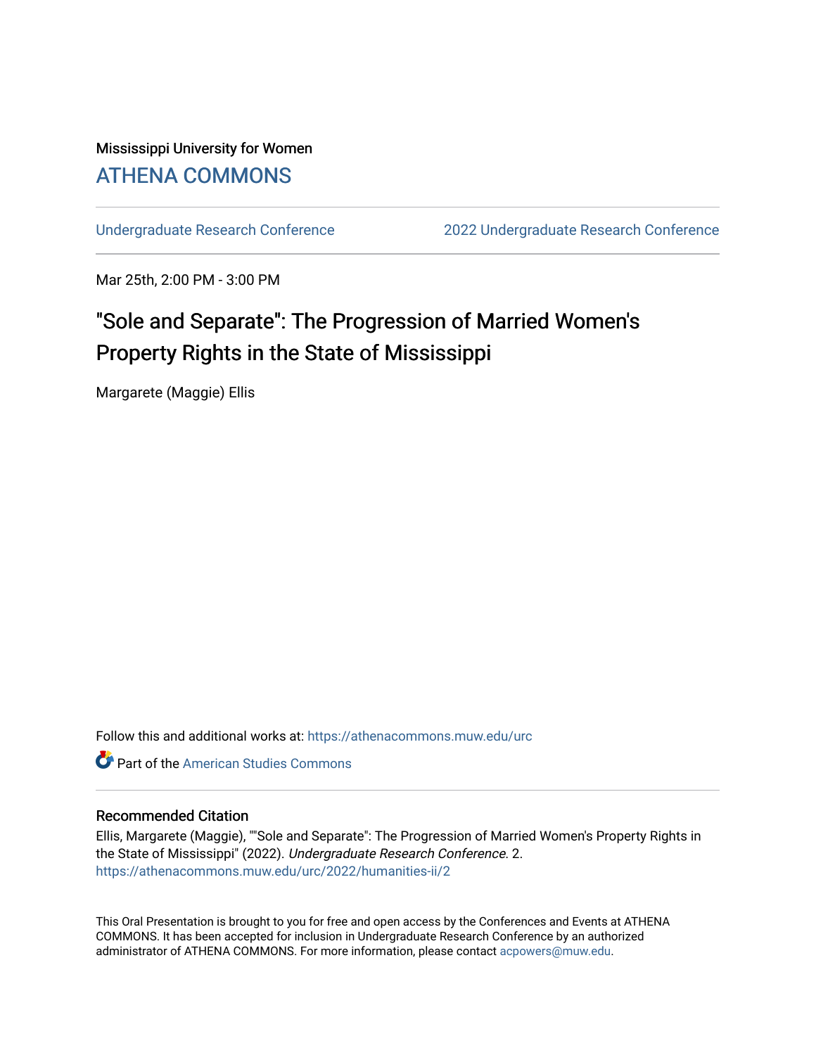Mississippi University for Women

# ATHENA COMMONS

Undergraduate Research Conference | 2022 Undergraduate Research Conference

Mar 25th, 2:00 PM - 3:00 PM

## "Sole and Separate": The Progression of Married Women's Property Rights in the State of Mississippi

Margarete (Maggie) Ellis

Follow this and additional works at: https://athenacommons.muw.edu/urc

Part of the American Studies Commons

### Recommended Citation

Ellis, Margarete (Maggie), ""Sole and Separate": The Progression of Married Women's Property Rights in the State of Mississippi" (2022). *Undergraduate Research Conference*. 2.
https://athenacommons.muw.edu/urc/2022/humanities-ii/2

This Oral Presentation is brought to you for free and open access by the Conferences and Events at ATHENA COMMONS. It has been accepted for inclusion in Undergraduate Research Conference by an authorized administrator of ATHENA COMMONS. For more information, please contact acpowers@muw.edu.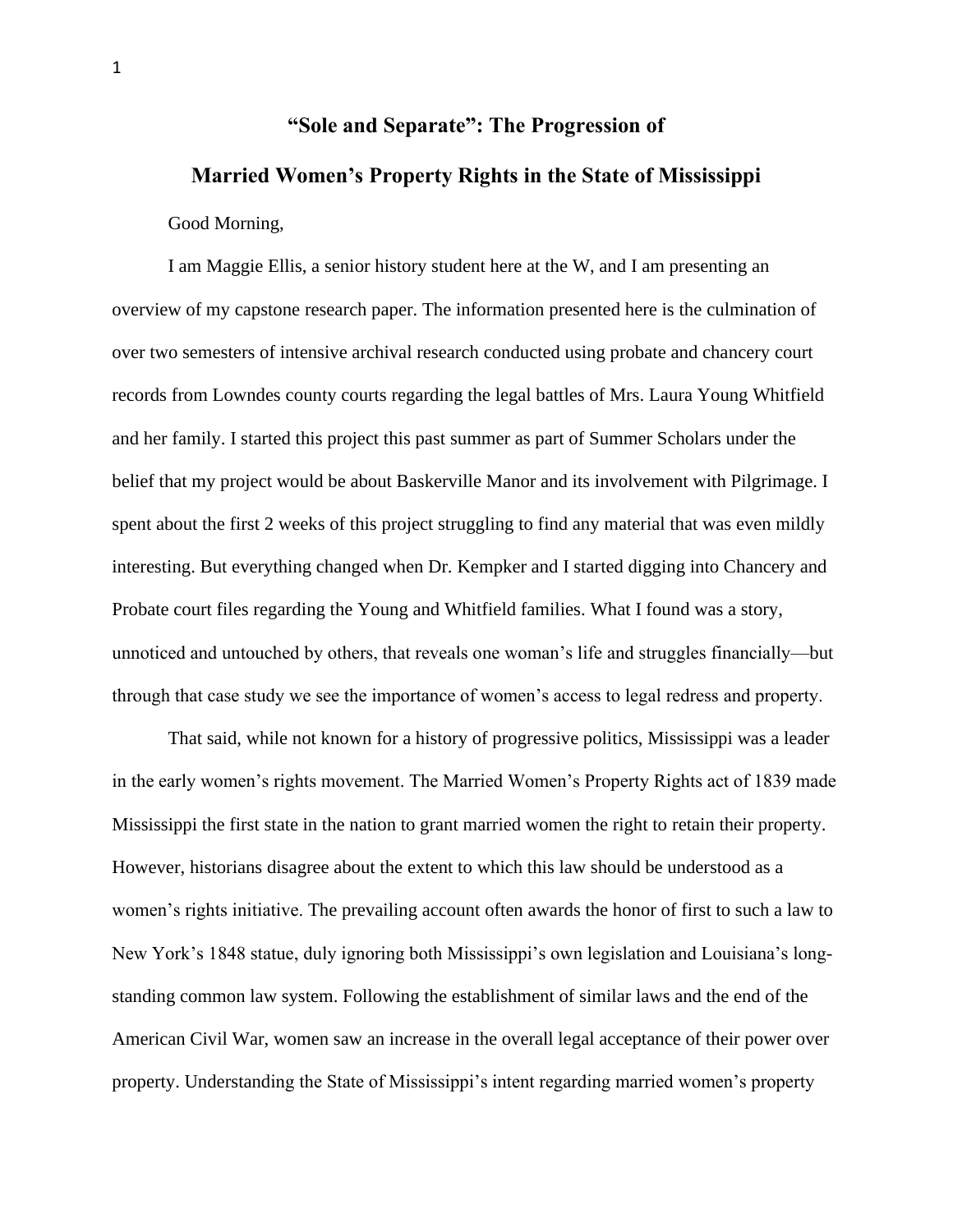# "Sole and Separate": The Progression of Married Women's Property Rights in the State of Mississippi

Good Morning,

I am Maggie Ellis, a senior history student here at the W, and I am presenting an overview of my capstone research paper. The information presented here is the culmination of over two semesters of intensive archival research conducted using probate and chancery court records from Lowndes county courts regarding the legal battles of Mrs. Laura Young Whitfield and her family. I started this project this past summer as part of Summer Scholars under the belief that my project would be about Baskerville Manor and its involvement with Pilgrimage. I spent about the first 2 weeks of this project struggling to find any material that was even mildly interesting. But everything changed when Dr. Kempker and I started digging into Chancery and Probate court files regarding the Young and Whitfield families. What I found was a story, unnoticed and untouched by others, that reveals one woman's life and struggles financially—but through that case study we see the importance of women's access to legal redress and property.

That said, while not known for a history of progressive politics, Mississippi was a leader in the early women's rights movement. The Married Women's Property Rights act of 1839 made Mississippi the first state in the nation to grant married women the right to retain their property. However, historians disagree about the extent to which this law should be understood as a women's rights initiative. The prevailing account often awards the honor of first to such a law to New York's 1848 statue, duly ignoring both Mississippi's own legislation and Louisiana's long-standing common law system. Following the establishment of similar laws and the end of the American Civil War, women saw an increase in the overall legal acceptance of their power over property. Understanding the State of Mississippi's intent regarding married women's property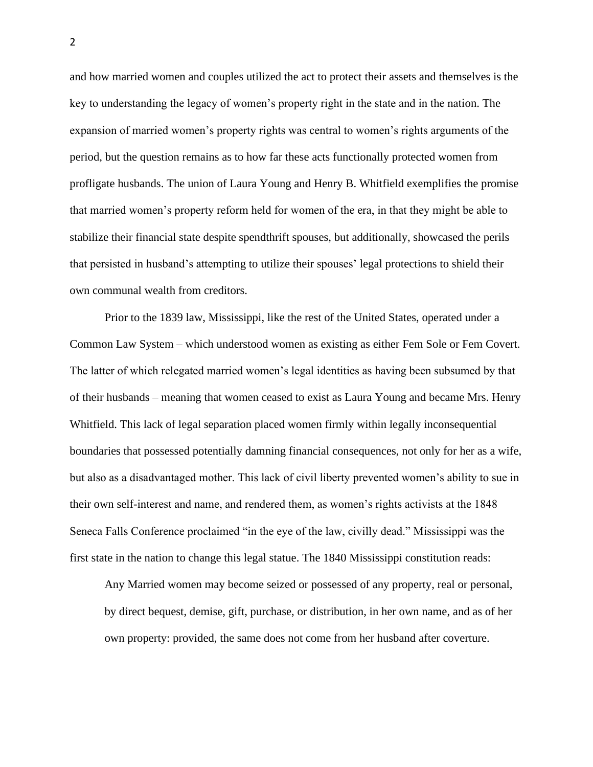and how married women and couples utilized the act to protect their assets and themselves is the key to understanding the legacy of women's property right in the state and in the nation. The expansion of married women's property rights was central to women's rights arguments of the period, but the question remains as to how far these acts functionally protected women from profligate husbands. The union of Laura Young and Henry B. Whitfield exemplifies the promise that married women's property reform held for women of the era, in that they might be able to stabilize their financial state despite spendthrift spouses, but additionally, showcased the perils that persisted in husband's attempting to utilize their spouses' legal protections to shield their own communal wealth from creditors.

Prior to the 1839 law, Mississippi, like the rest of the United States, operated under a Common Law System – which understood women as existing as either Fem Sole or Fem Covert. The latter of which relegated married women's legal identities as having been subsumed by that of their husbands – meaning that women ceased to exist as Laura Young and became Mrs. Henry Whitfield. This lack of legal separation placed women firmly within legally inconsequential boundaries that possessed potentially damning financial consequences, not only for her as a wife, but also as a disadvantaged mother. This lack of civil liberty prevented women's ability to sue in their own self-interest and name, and rendered them, as women's rights activists at the 1848 Seneca Falls Conference proclaimed "in the eye of the law, civilly dead." Mississippi was the first state in the nation to change this legal statue. The 1840 Mississippi constitution reads:

> Any Married women may become seized or possessed of any property, real or personal, by direct bequest, demise, gift, purchase, or distribution, in her own name, and as of her own property: provided, the same does not come from her husband after coverture.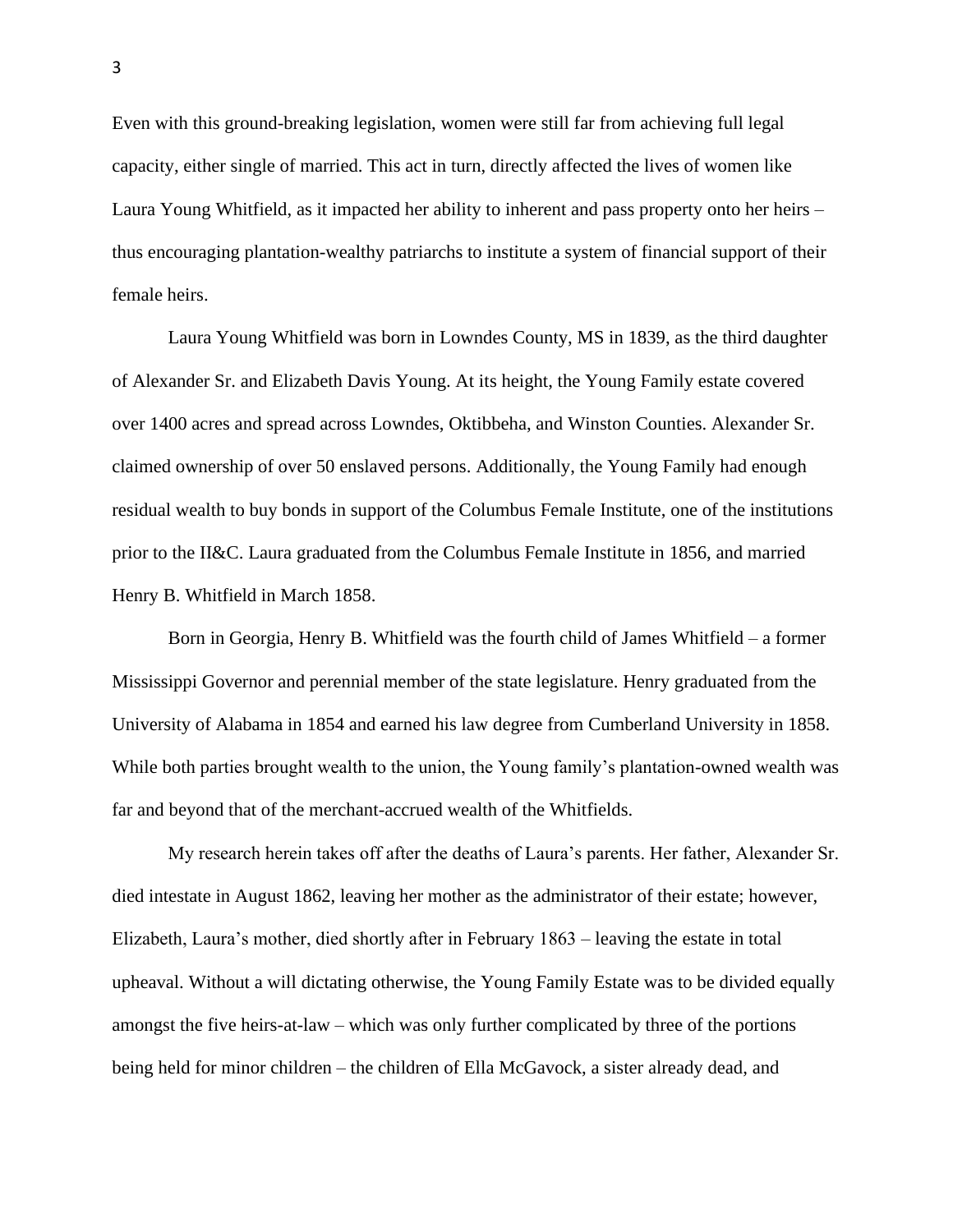Even with this ground-breaking legislation, women were still far from achieving full legal capacity, either single of married. This act in turn, directly affected the lives of women like Laura Young Whitfield, as it impacted her ability to inherent and pass property onto her heirs – thus encouraging plantation-wealthy patriarchs to institute a system of financial support of their female heirs.

Laura Young Whitfield was born in Lowndes County, MS in 1839, as the third daughter of Alexander Sr. and Elizabeth Davis Young. At its height, the Young Family estate covered over 1400 acres and spread across Lowndes, Oktibbeha, and Winston Counties. Alexander Sr. claimed ownership of over 50 enslaved persons. Additionally, the Young Family had enough residual wealth to buy bonds in support of the Columbus Female Institute, one of the institutions prior to the II&C. Laura graduated from the Columbus Female Institute in 1856, and married Henry B. Whitfield in March 1858.

Born in Georgia, Henry B. Whitfield was the fourth child of James Whitfield – a former Mississippi Governor and perennial member of the state legislature. Henry graduated from the University of Alabama in 1854 and earned his law degree from Cumberland University in 1858. While both parties brought wealth to the union, the Young family's plantation-owned wealth was far and beyond that of the merchant-accrued wealth of the Whitfields.

My research herein takes off after the deaths of Laura's parents. Her father, Alexander Sr. died intestate in August 1862, leaving her mother as the administrator of their estate; however, Elizabeth, Laura's mother, died shortly after in February 1863 – leaving the estate in total upheaval. Without a will dictating otherwise, the Young Family Estate was to be divided equally amongst the five heirs-at-law – which was only further complicated by three of the portions being held for minor children – the children of Ella McGavock, a sister already dead, and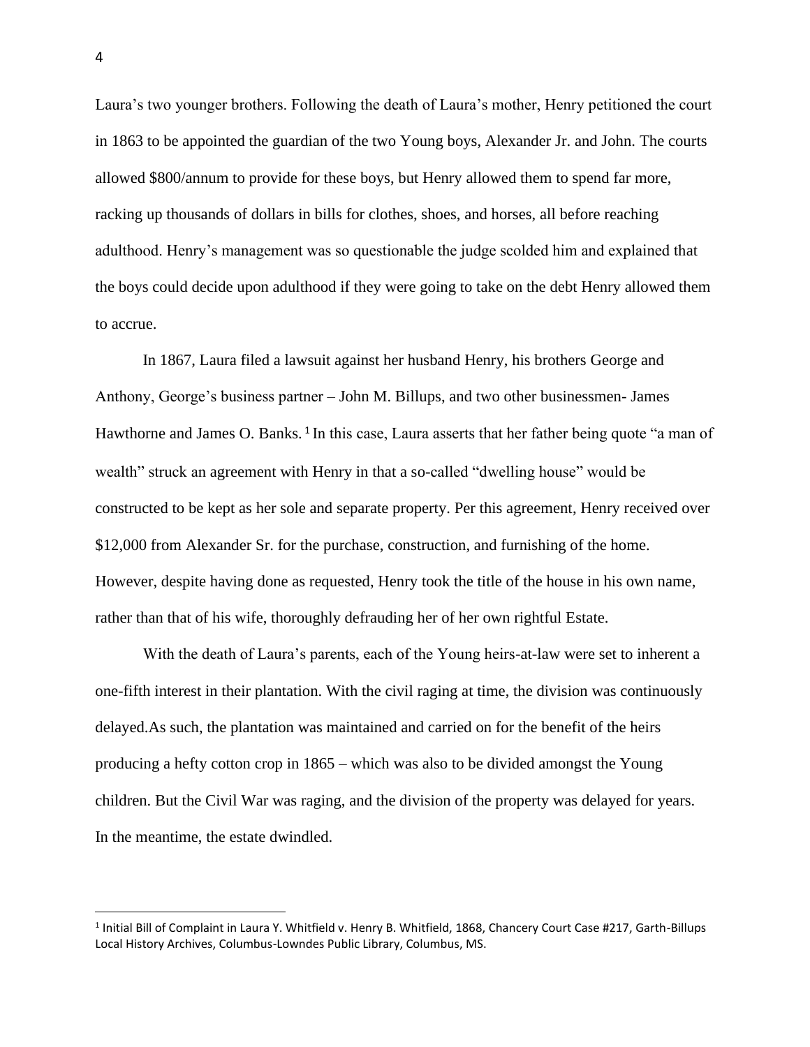Laura's two younger brothers. Following the death of Laura's mother, Henry petitioned the court in 1863 to be appointed the guardian of the two Young boys, Alexander Jr. and John. The courts allowed $800/annum to provide for these boys, but Henry allowed them to spend far more, racking up thousands of dollars in bills for clothes, shoes, and horses, all before reaching adulthood. Henry's management was so questionable the judge scolded him and explained that the boys could decide upon adulthood if they were going to take on the debt Henry allowed them to accrue.

In 1867, Laura filed a lawsuit against her husband Henry, his brothers George and Anthony, George's business partner – John M. Billups, and two other businessmen- James Hawthorne and James O. Banks.[1] In this case, Laura asserts that her father being quote "a man of wealth" struck an agreement with Henry in that a so-called "dwelling house" would be constructed to be kept as her sole and separate property. Per this agreement, Henry received over $12,000 from Alexander Sr. for the purchase, construction, and furnishing of the home. However, despite having done as requested, Henry took the title of the house in his own name, rather than that of his wife, thoroughly defrauding her of her own rightful Estate.

With the death of Laura's parents, each of the Young heirs-at-law were set to inherent a one-fifth interest in their plantation. With the civil raging at time, the division was continuously delayed.As such, the plantation was maintained and carried on for the benefit of the heirs producing a hefty cotton crop in 1865 – which was also to be divided amongst the Young children. But the Civil War was raging, and the division of the property was delayed for years. In the meantime, the estate dwindled.

---

[1] Initial Bill of Complaint in Laura Y. Whitfield v. Henry B. Whitfield, 1868, Chancery Court Case #217, Garth-Billups Local History Archives, Columbus-Lowndes Public Library, Columbus, MS.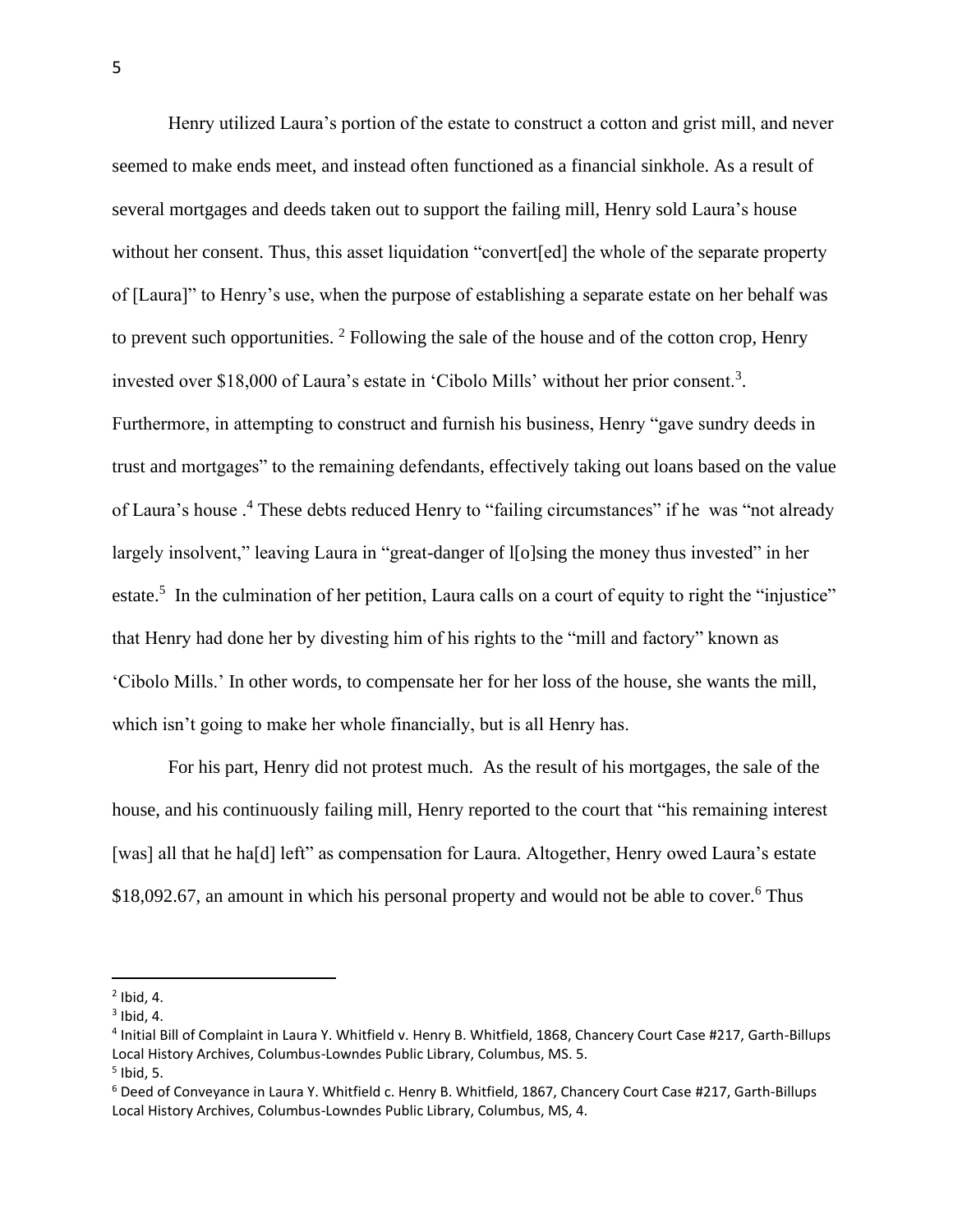Henry utilized Laura's portion of the estate to construct a cotton and grist mill, and never seemed to make ends meet, and instead often functioned as a financial sinkhole. As a result of several mortgages and deeds taken out to support the failing mill, Henry sold Laura's house without her consent. Thus, this asset liquidation "convert[ed] the whole of the separate property of [Laura]" to Henry's use, when the purpose of establishing a separate estate on her behalf was to prevent such opportunities. [2] Following the sale of the house and of the cotton crop, Henry invested over $18,000 of Laura's estate in 'Cibolo Mills' without her prior consent.[3]. Furthermore, in attempting to construct and furnish his business, Henry "gave sundry deeds in trust and mortgages" to the remaining defendants, effectively taking out loans based on the value of Laura's house .[4] These debts reduced Henry to "failing circumstances" if he was "not already largely insolvent," leaving Laura in "great-danger of l[o]sing the money thus invested" in her estate.[5] In the culmination of her petition, Laura calls on a court of equity to right the "injustice" that Henry had done her by divesting him of his rights to the "mill and factory" known as 'Cibolo Mills.' In other words, to compensate her for her loss of the house, she wants the mill, which isn't going to make her whole financially, but is all Henry has.

For his part, Henry did not protest much. As the result of his mortgages, the sale of the house, and his continuously failing mill, Henry reported to the court that "his remaining interest [was] all that he ha[d] left" as compensation for Laura. Altogether, Henry owed Laura's estate $18,092.67, an amount in which his personal property and would not be able to cover.[6] Thus

---

[2] Ibid, 4.

[3] Ibid, 4.

[4] Initial Bill of Complaint in Laura Y. Whitfield v. Henry B. Whitfield, 1868, Chancery Court Case #217, Garth-Billups Local History Archives, Columbus-Lowndes Public Library, Columbus, MS. 5.

[5] Ibid, 5.

[6] Deed of Conveyance in Laura Y. Whitfield c. Henry B. Whitfield, 1867, Chancery Court Case #217, Garth-Billups Local History Archives, Columbus-Lowndes Public Library, Columbus, MS, 4.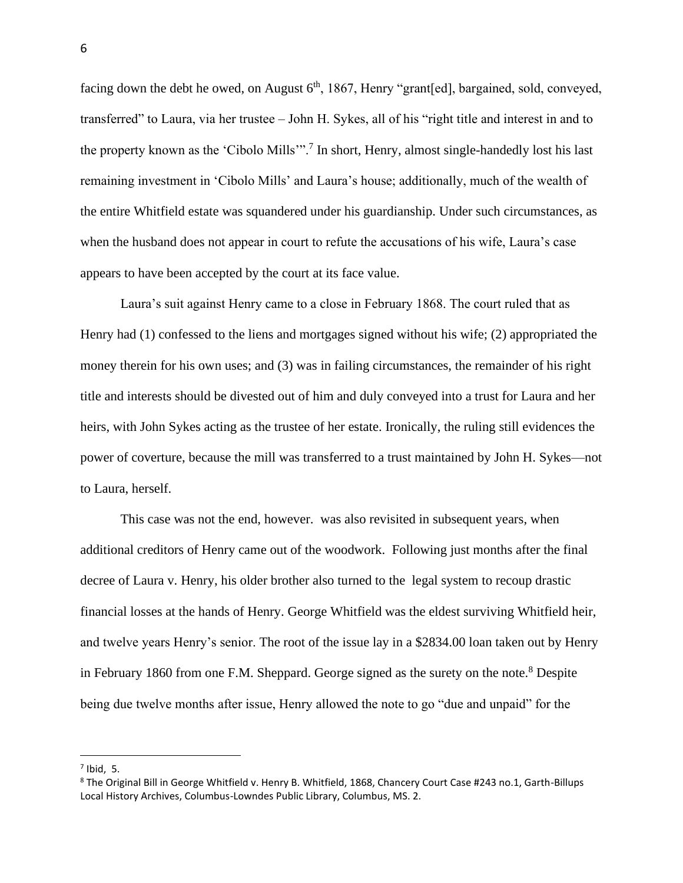facing down the debt he owed, on August 6th, 1867, Henry "grant[ed], bargained, sold, conveyed, transferred" to Laura, via her trustee – John H. Sykes, all of his "right title and interest in and to the property known as the 'Cibolo Mills'".[7] In short, Henry, almost single-handedly lost his last remaining investment in 'Cibolo Mills' and Laura's house; additionally, much of the wealth of the entire Whitfield estate was squandered under his guardianship. Under such circumstances, as when the husband does not appear in court to refute the accusations of his wife, Laura's case appears to have been accepted by the court at its face value.

Laura's suit against Henry came to a close in February 1868. The court ruled that as Henry had (1) confessed to the liens and mortgages signed without his wife; (2) appropriated the money therein for his own uses; and (3) was in failing circumstances, the remainder of his right title and interests should be divested out of him and duly conveyed into a trust for Laura and her heirs, with John Sykes acting as the trustee of her estate. Ironically, the ruling still evidences the power of coverture, because the mill was transferred to a trust maintained by John H. Sykes—not to Laura, herself.

This case was not the end, however.  was also revisited in subsequent years, when additional creditors of Henry came out of the woodwork.  Following just months after the final decree of Laura v. Henry, his older brother also turned to the  legal system to recoup drastic financial losses at the hands of Henry. George Whitfield was the eldest surviving Whitfield heir, and twelve years Henry's senior. The root of the issue lay in a $2834.00 loan taken out by Henry in February 1860 from one F.M. Sheppard. George signed as the surety on the note.[8] Despite being due twelve months after issue, Henry allowed the note to go "due and unpaid" for the

---

[7] Ibid, 5.

[8] The Original Bill in George Whitfield v. Henry B. Whitfield, 1868, Chancery Court Case #243 no.1, Garth-Billups Local History Archives, Columbus-Lowndes Public Library, Columbus, MS. 2.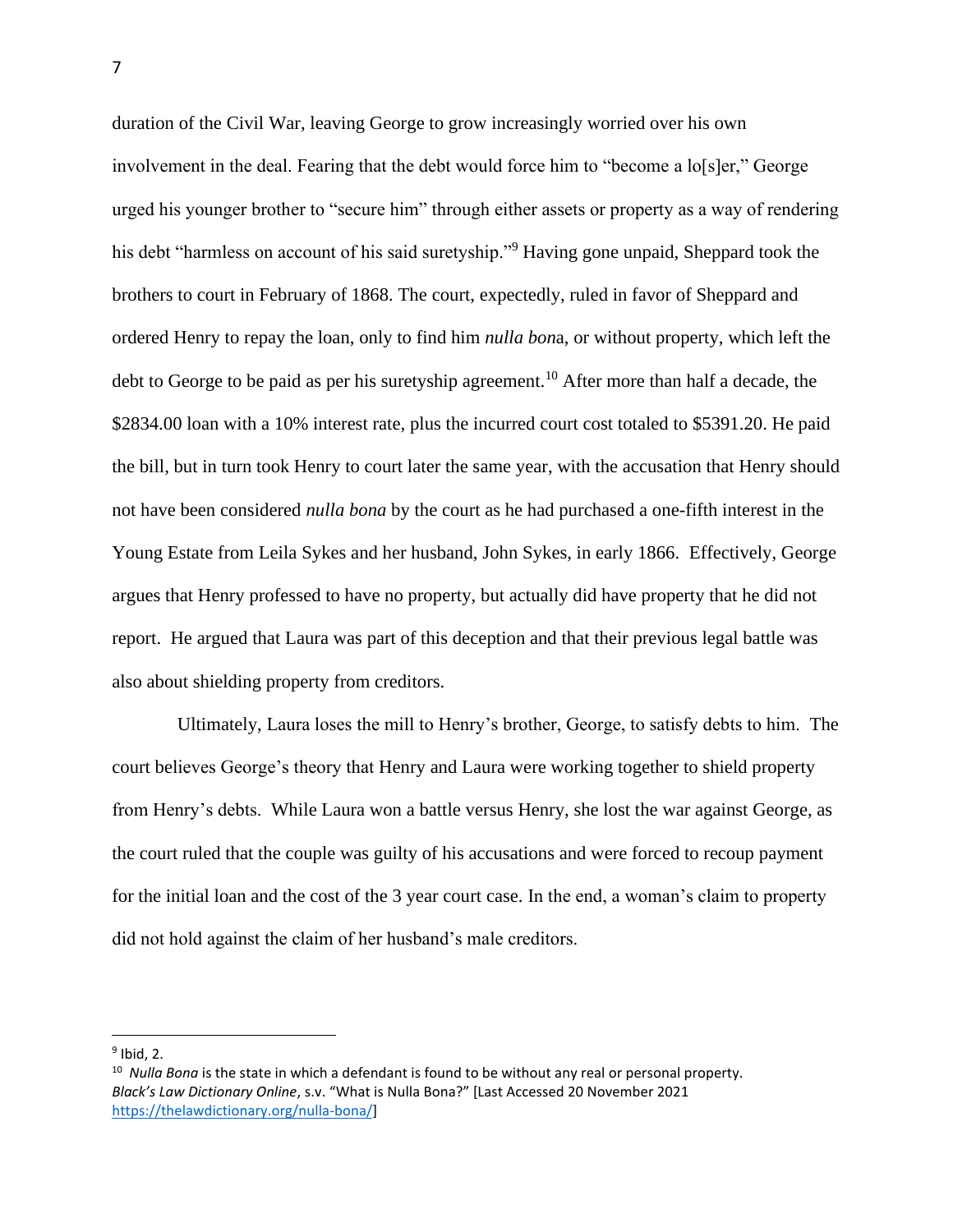duration of the Civil War, leaving George to grow increasingly worried over his own involvement in the deal. Fearing that the debt would force him to "become a lo[s]er," George urged his younger brother to "secure him" through either assets or property as a way of rendering his debt "harmless on account of his said suretyship."[9] Having gone unpaid, Sheppard took the brothers to court in February of 1868. The court, expectedly, ruled in favor of Sheppard and ordered Henry to repay the loan, only to find him *nulla bon*a, or without property, which left the debt to George to be paid as per his suretyship agreement.[10] After more than half a decade, the $2834.00 loan with a 10% interest rate, plus the incurred court cost totaled to $5391.20. He paid the bill, but in turn took Henry to court later the same year, with the accusation that Henry should not have been considered *nulla bona* by the court as he had purchased a one-fifth interest in the Young Estate from Leila Sykes and her husband, John Sykes, in early 1866. Effectively, George argues that Henry professed to have no property, but actually did have property that he did not report. He argued that Laura was part of this deception and that their previous legal battle was also about shielding property from creditors.

Ultimately, Laura loses the mill to Henry's brother, George, to satisfy debts to him. The court believes George's theory that Henry and Laura were working together to shield property from Henry's debts. While Laura won a battle versus Henry, she lost the war against George, as the court ruled that the couple was guilty of his accusations and were forced to recoup payment for the initial loan and the cost of the 3 year court case. In the end, a woman's claim to property did not hold against the claim of her husband's male creditors.

---

[9] Ibid, 2.

[10] *Nulla Bona* is the state in which a defendant is found to be without any real or personal property. *Black's Law Dictionary Online*, s.v. "What is Nulla Bona?" [Last Accessed 20 November 2021 https://thelawdictionary.org/nulla-bona/]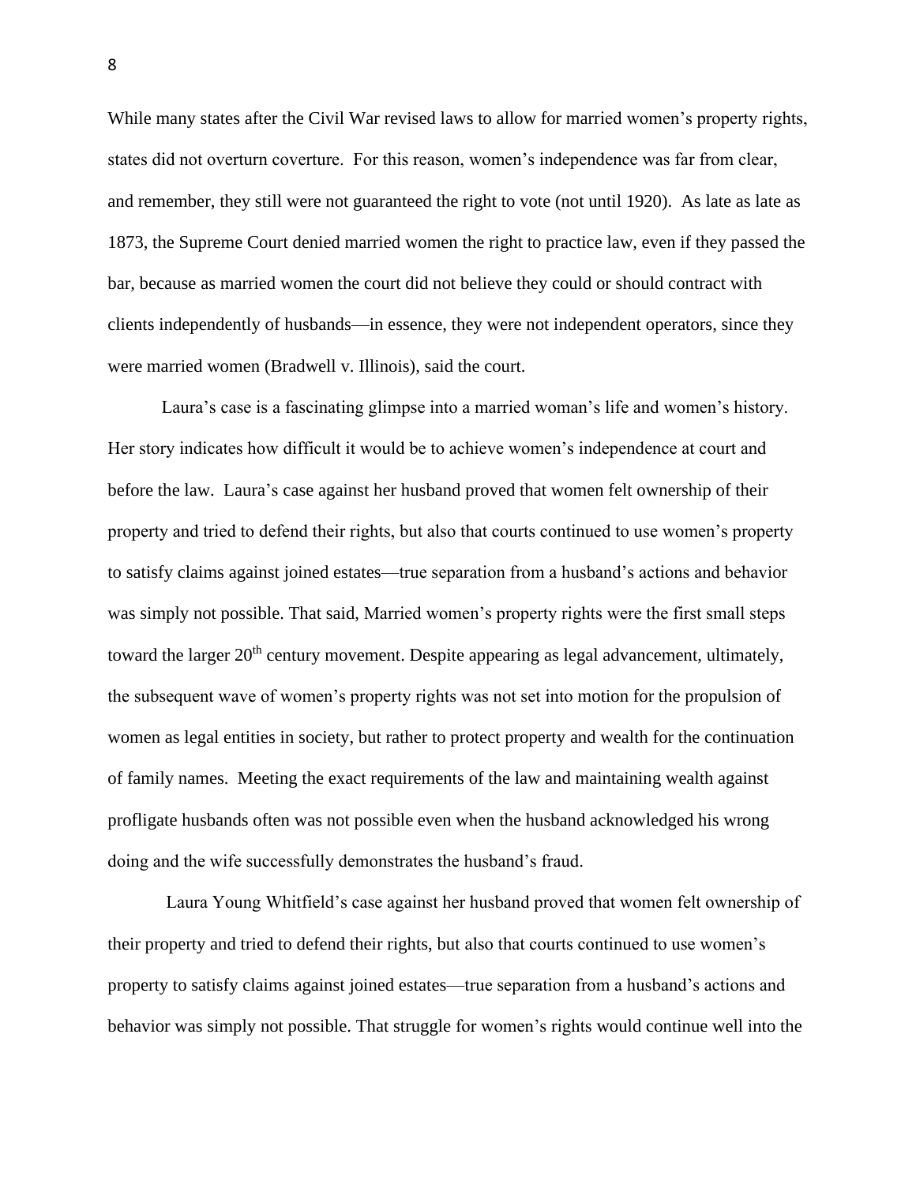While many states after the Civil War revised laws to allow for married women's property rights, states did not overturn coverture. For this reason, women's independence was far from clear, and remember, they still were not guaranteed the right to vote (not until 1920). As late as late as 1873, the Supreme Court denied married women the right to practice law, even if they passed the bar, because as married women the court did not believe they could or should contract with clients independently of husbands—in essence, they were not independent operators, since they were married women (Bradwell v. Illinois), said the court.

Laura's case is a fascinating glimpse into a married woman's life and women's history. Her story indicates how difficult it would be to achieve women's independence at court and before the law. Laura's case against her husband proved that women felt ownership of their property and tried to defend their rights, but also that courts continued to use women's property to satisfy claims against joined estates—true separation from a husband's actions and behavior was simply not possible. That said, Married women's property rights were the first small steps toward the larger 20th century movement. Despite appearing as legal advancement, ultimately, the subsequent wave of women's property rights was not set into motion for the propulsion of women as legal entities in society, but rather to protect property and wealth for the continuation of family names. Meeting the exact requirements of the law and maintaining wealth against profligate husbands often was not possible even when the husband acknowledged his wrong doing and the wife successfully demonstrates the husband's fraud.

Laura Young Whitfield's case against her husband proved that women felt ownership of their property and tried to defend their rights, but also that courts continued to use women's property to satisfy claims against joined estates—true separation from a husband's actions and behavior was simply not possible. That struggle for women's rights would continue well into the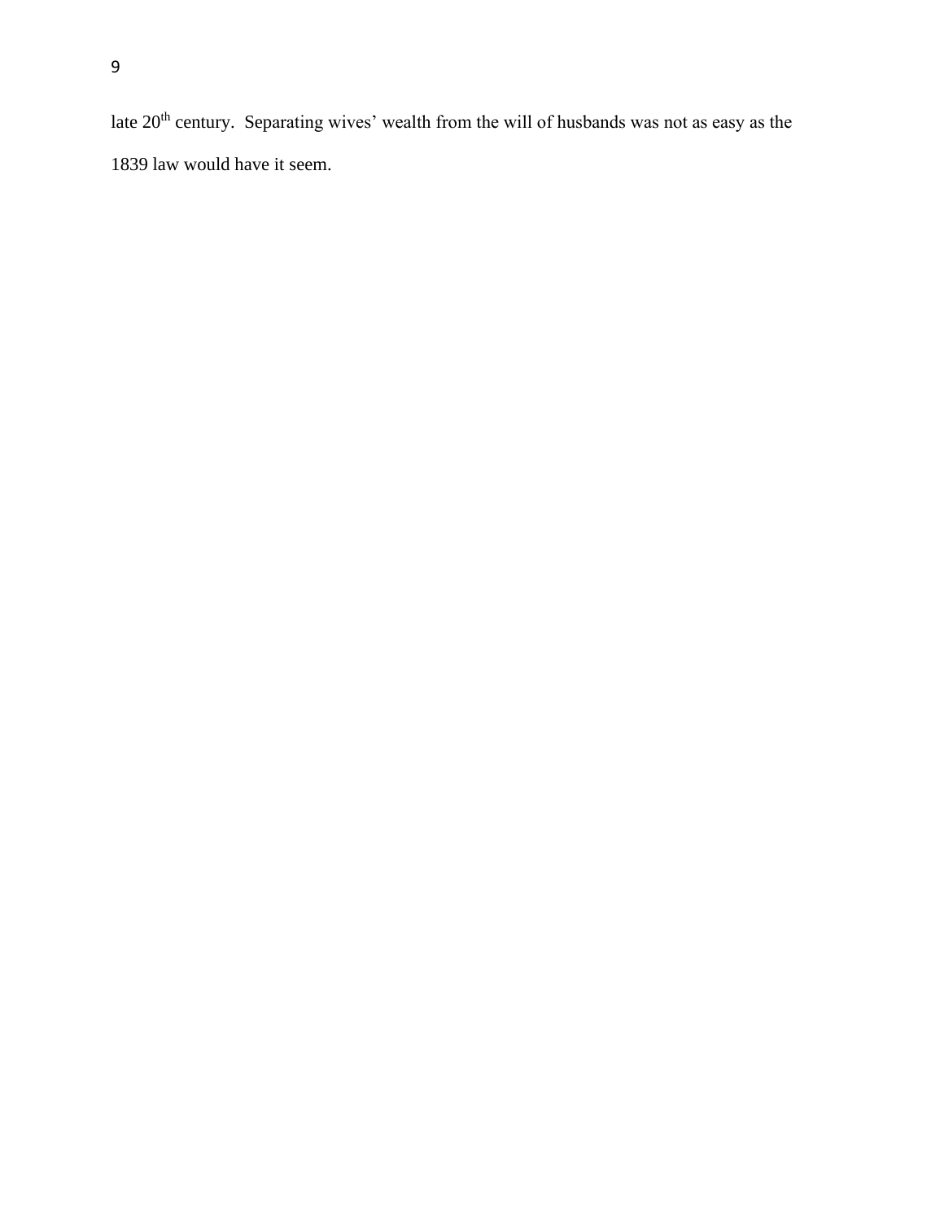late 20th century. Separating wives' wealth from the will of husbands was not as easy as the 1839 law would have it seem.